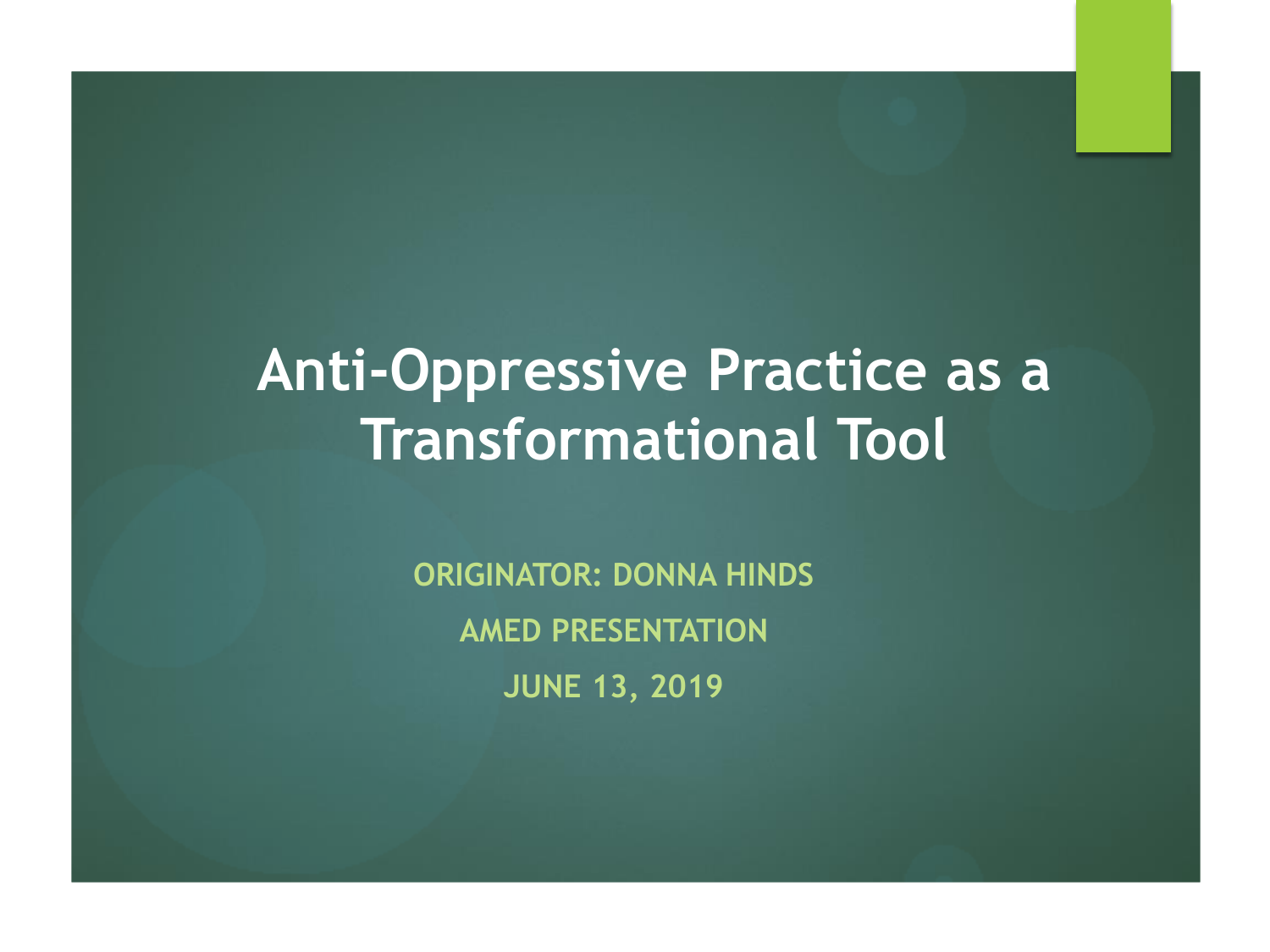# Anti-Oppressive Practice as a Transformational Tool

ORIGINATOR: DONNA HINDS

AMED PRESENTATION

JUNE 13, 2019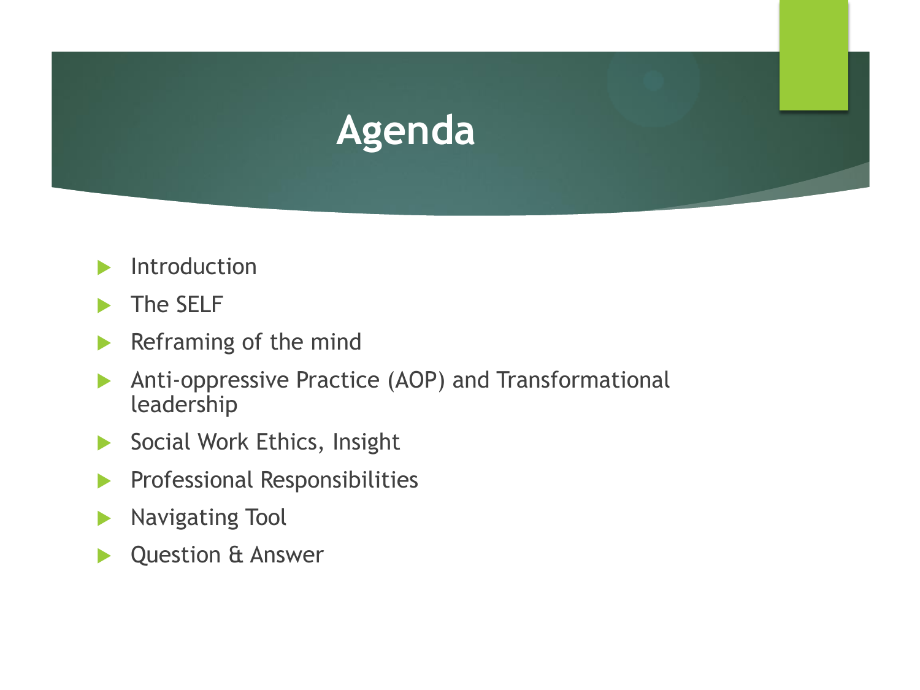# Agenda

- Introduction
- The SELF
- Reframing of the mind
- Anti-oppressive Practice (AOP) and Transformational leadership
- Social Work Ethics, Insight
- Professional Responsibilities
- Navigating Tool
- Question & Answer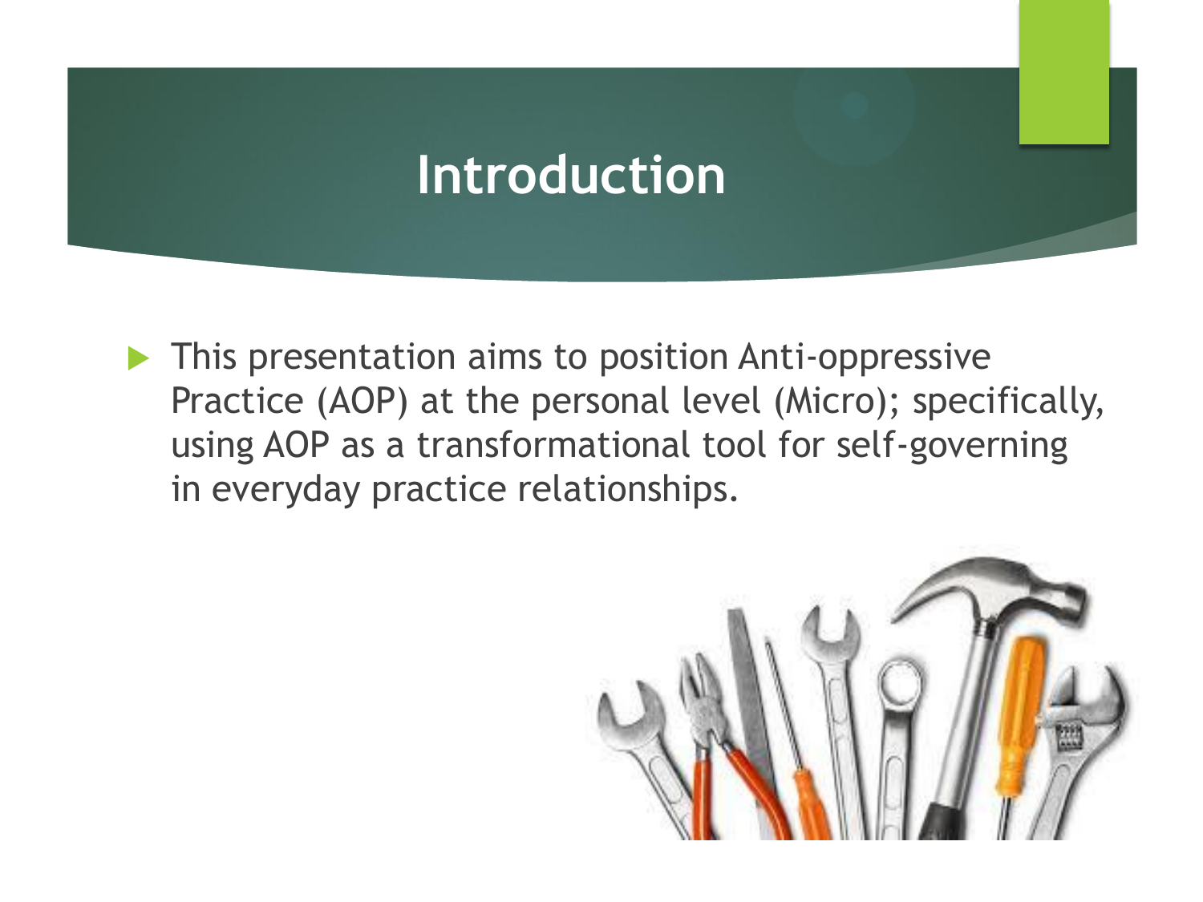# Introduction

- This presentation aims to position Anti-oppressive Practice (AOP) at the personal level (Micro); specifically, using AOP as a transformational tool for self-governing in everyday practice relationships.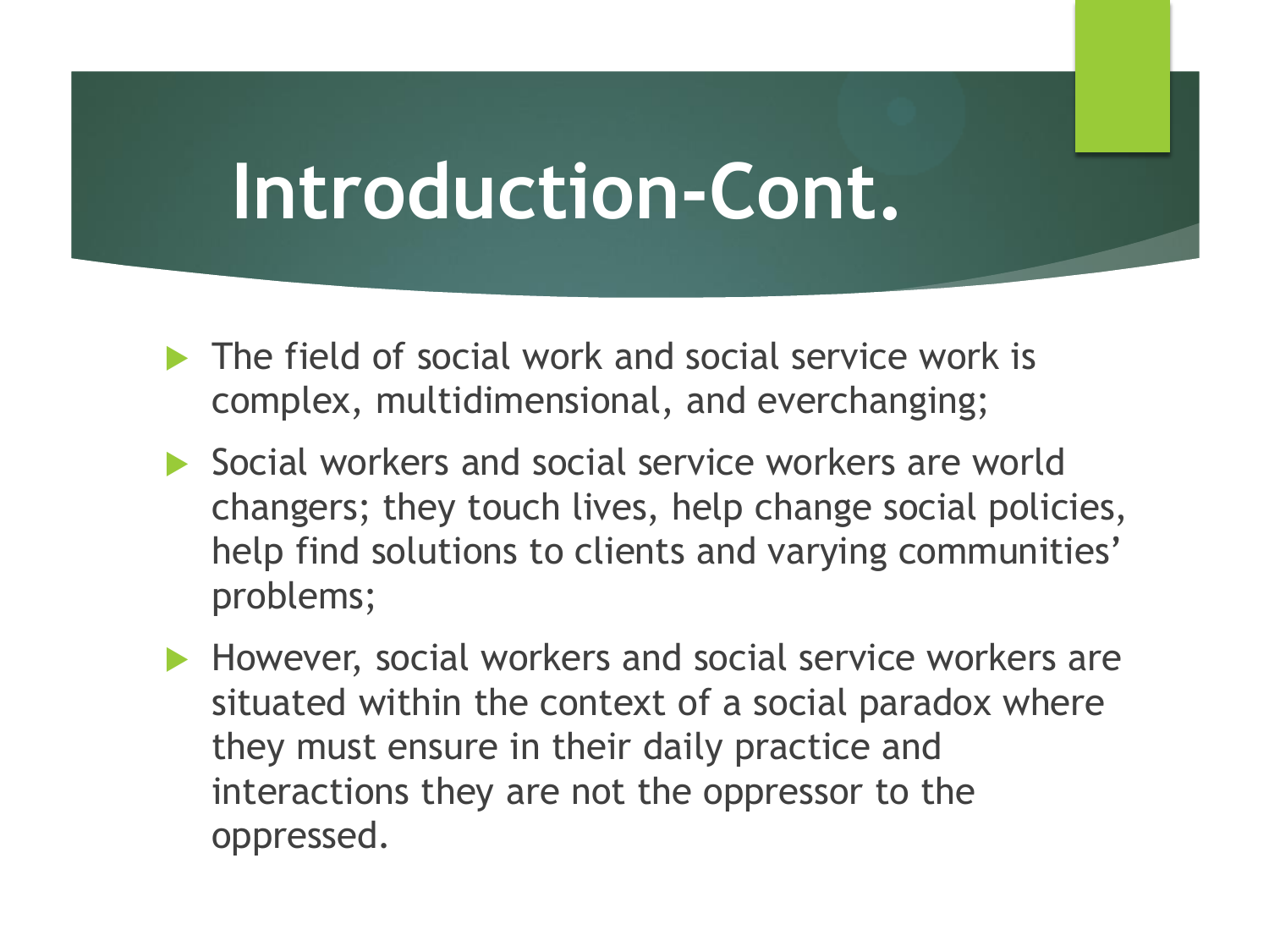# Introduction-Cont.

- The field of social work and social service work is complex, multidimensional, and everchanging;
- Social workers and social service workers are world changers; they touch lives, help change social policies, help find solutions to clients and varying communities' problems;
- However, social workers and social service workers are situated within the context of a social paradox where they must ensure in their daily practice and interactions they are not the oppressor to the oppressed.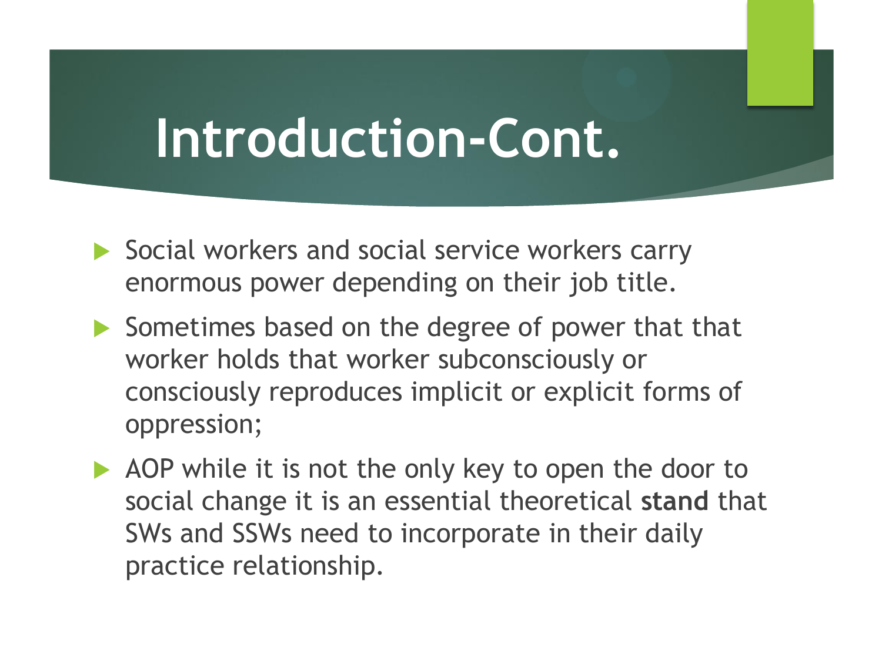# Introduction-Cont.

- Social workers and social service workers carry enormous power depending on their job title.
- Sometimes based on the degree of power that that worker holds that worker subconsciously or consciously reproduces implicit or explicit forms of oppression;
- AOP while it is not the only key to open the door to social change it is an essential theoretical **stand** that SWs and SSWs need to incorporate in their daily practice relationship.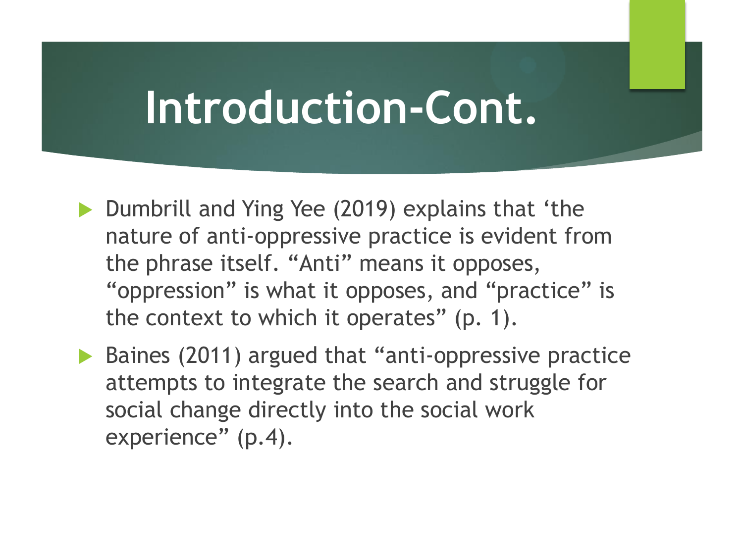# Introduction-Cont.

- Dumbrill and Ying Yee (2019) explains that 'the nature of anti-oppressive practice is evident from the phrase itself. "Anti" means it opposes, "oppression" is what it opposes, and "practice" is the context to which it operates" (p. 1).
- Baines (2011) argued that "anti-oppressive practice attempts to integrate the search and struggle for social change directly into the social work experience" (p.4).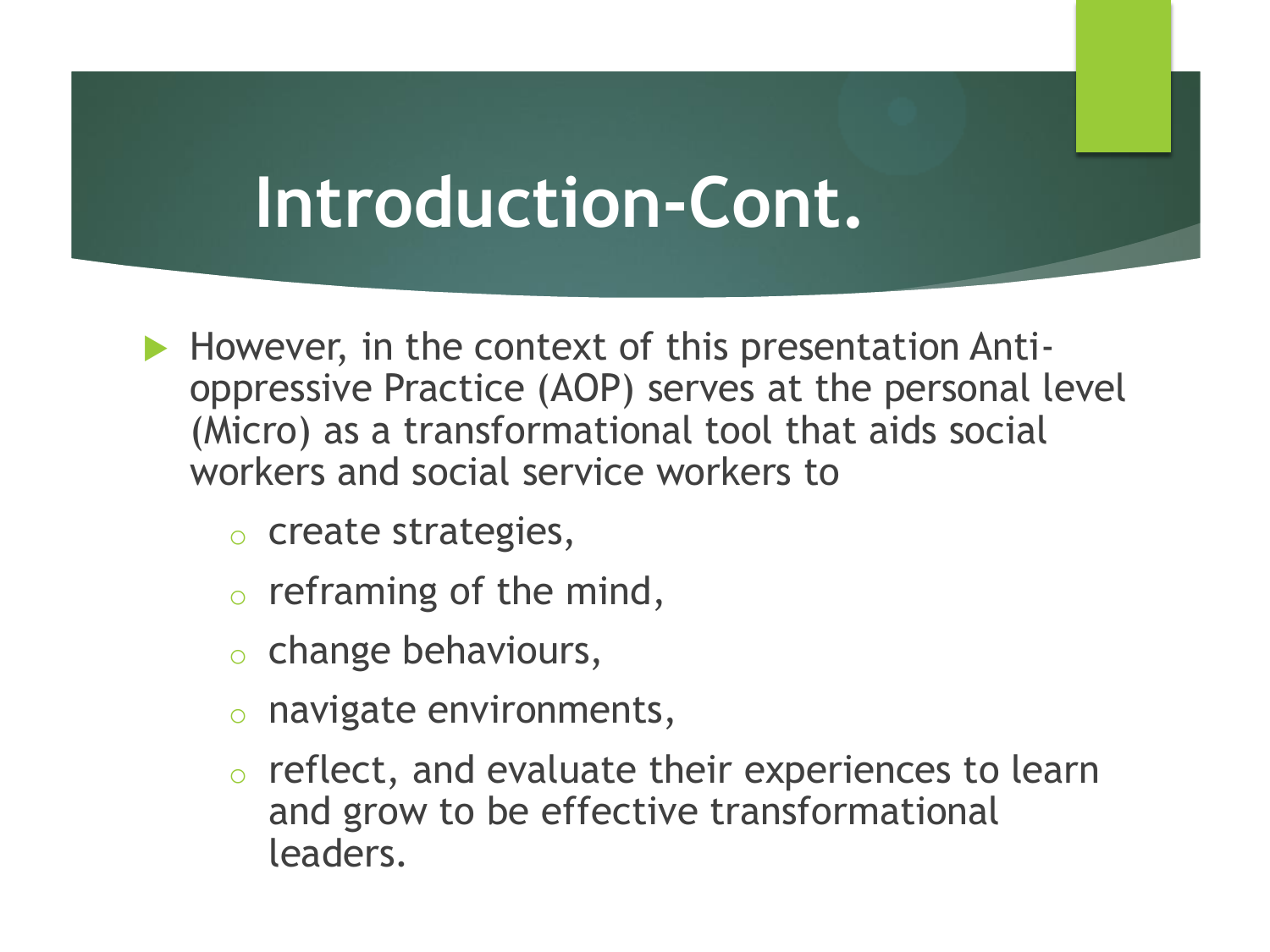# Introduction-Cont.

- However, in the context of this presentation Anti-oppressive Practice (AOP) serves at the personal level (Micro) as a transformational tool that aids social workers and social service workers to
  - create strategies,
  - reframing of the mind,
  - change behaviours,
  - navigate environments,
  - reflect, and evaluate their experiences to learn and grow to be effective transformational leaders.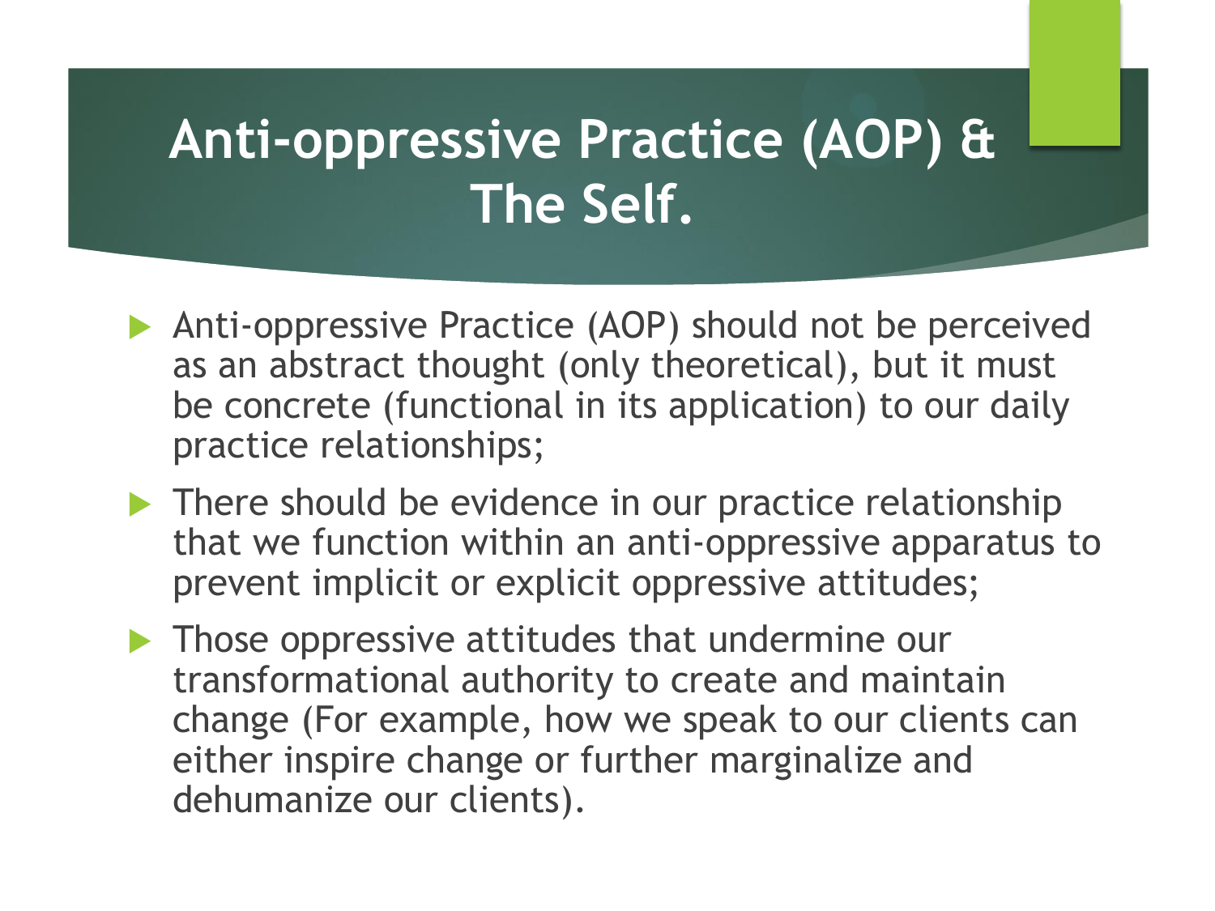# Anti-oppressive Practice (AOP) & The Self.

- Anti-oppressive Practice (AOP) should not be perceived as an abstract thought (only theoretical), but it must be concrete (functional in its application) to our daily practice relationships;
- There should be evidence in our practice relationship that we function within an anti-oppressive apparatus to prevent implicit or explicit oppressive attitudes;
- Those oppressive attitudes that undermine our transformational authority to create and maintain change (For example, how we speak to our clients can either inspire change or further marginalize and dehumanize our clients).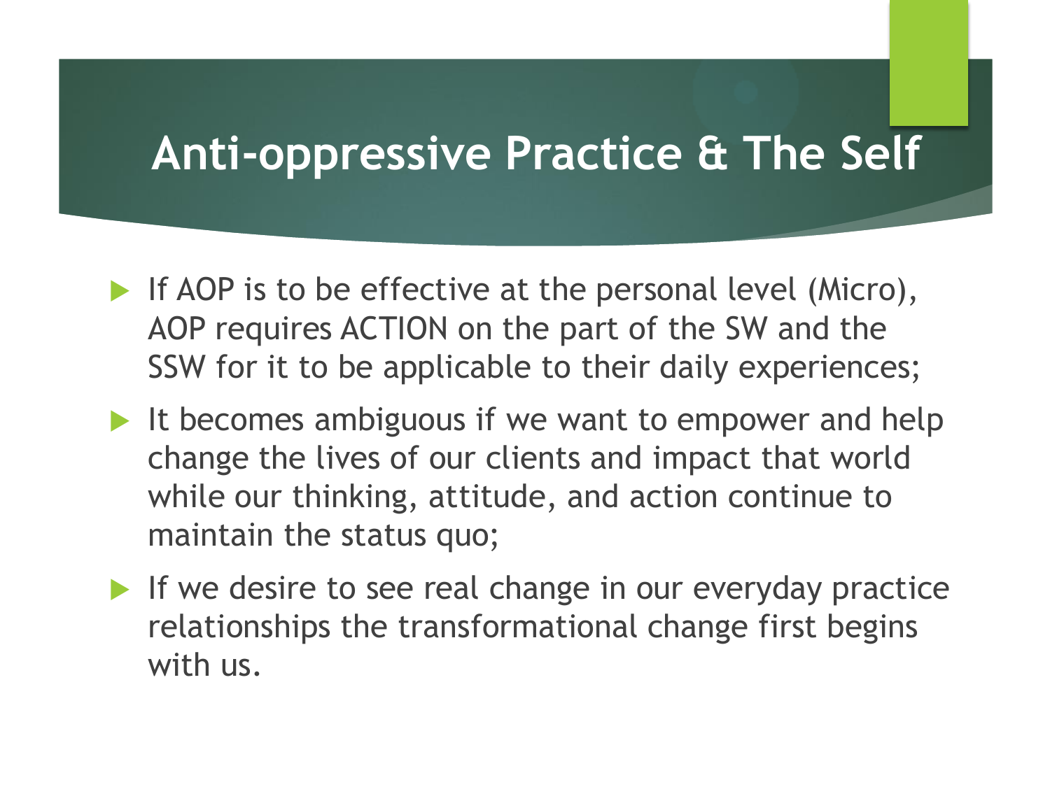# Anti-oppressive Practice & The Self

- If AOP is to be effective at the personal level (Micro), AOP requires ACTION on the part of the SW and the SSW for it to be applicable to their daily experiences;
- It becomes ambiguous if we want to empower and help change the lives of our clients and impact that world while our thinking, attitude, and action continue to maintain the status quo;
- If we desire to see real change in our everyday practice relationships the transformational change first begins with us.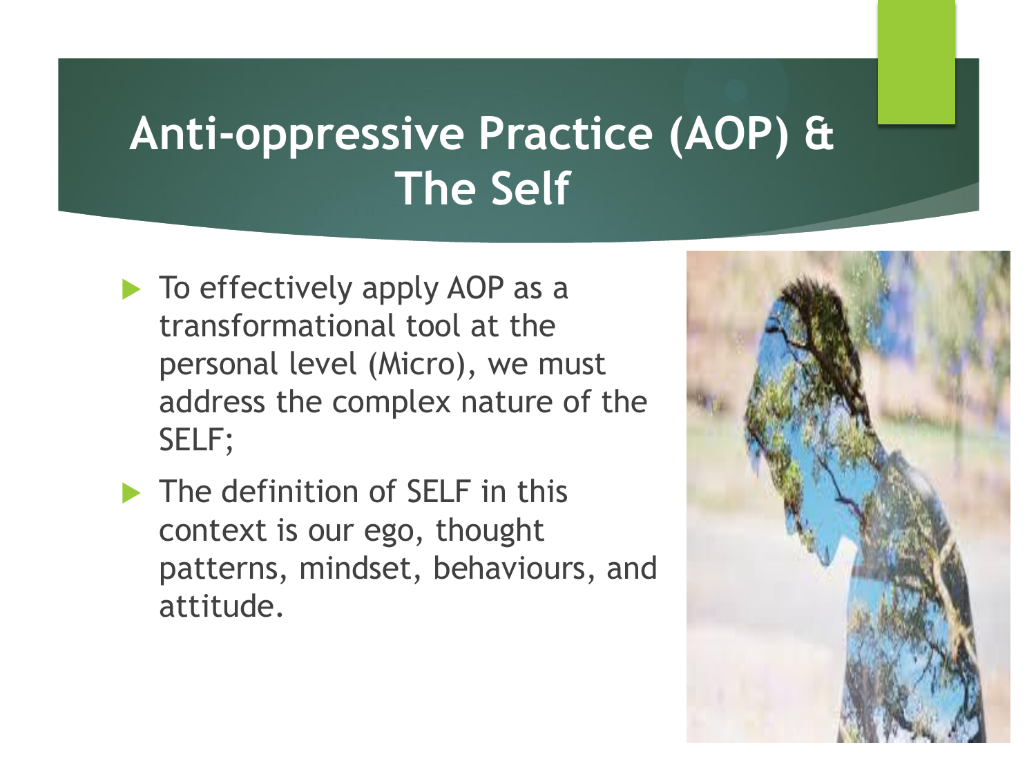# Anti-oppressive Practice (AOP) & The Self

- To effectively apply AOP as a transformational tool at the personal level (Micro), we must address the complex nature of the SELF;
- The definition of SELF in this context is our ego, thought patterns, mindset, behaviours, and attitude.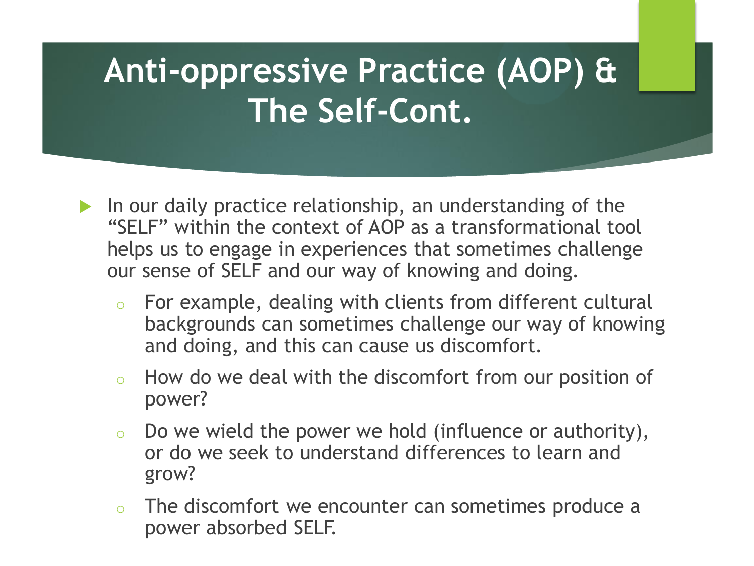# Anti-oppressive Practice (AOP) & The Self-Cont.

- In our daily practice relationship, an understanding of the "SELF" within the context of AOP as a transformational tool helps us to engage in experiences that sometimes challenge our sense of SELF and our way of knowing and doing.
  - For example, dealing with clients from different cultural backgrounds can sometimes challenge our way of knowing and doing, and this can cause us discomfort.
  - How do we deal with the discomfort from our position of power?
  - Do we wield the power we hold (influence or authority), or do we seek to understand differences to learn and grow?
  - The discomfort we encounter can sometimes produce a power absorbed SELF.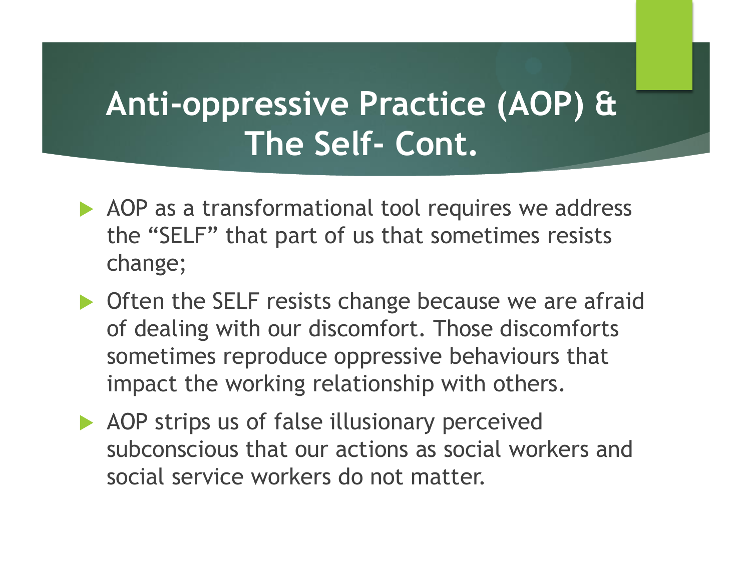# Anti-oppressive Practice (AOP) & The Self- Cont.

- AOP as a transformational tool requires we address the “SELF” that part of us that sometimes resists change;
- Often the SELF resists change because we are afraid of dealing with our discomfort. Those discomforts sometimes reproduce oppressive behaviours that impact the working relationship with others.
- AOP strips us of false illusionary perceived subconscious that our actions as social workers and social service workers do not matter.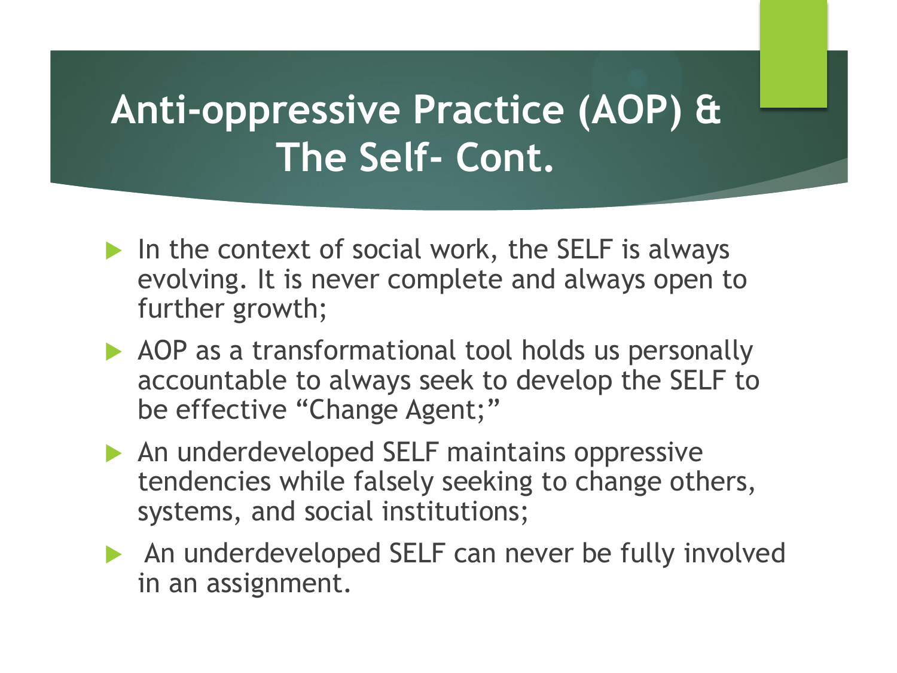# Anti-oppressive Practice (AOP) & The Self- Cont.

- In the context of social work, the SELF is always evolving. It is never complete and always open to further growth;
- AOP as a transformational tool holds us personally accountable to always seek to develop the SELF to be effective "Change Agent;"
- An underdeveloped SELF maintains oppressive tendencies while falsely seeking to change others, systems, and social institutions;
- An underdeveloped SELF can never be fully involved in an assignment.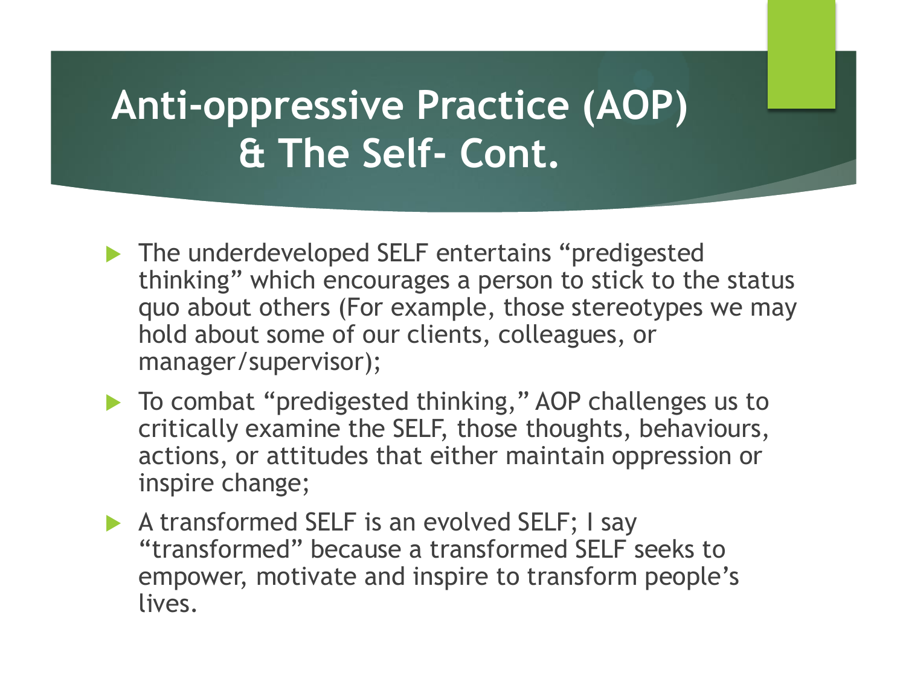# Anti-oppressive Practice (AOP) & The Self- Cont.

- The underdeveloped SELF entertains "predigested thinking" which encourages a person to stick to the status quo about others (For example, those stereotypes we may hold about some of our clients, colleagues, or manager/supervisor);
- To combat "predigested thinking," AOP challenges us to critically examine the SELF, those thoughts, behaviours, actions, or attitudes that either maintain oppression or inspire change;
- A transformed SELF is an evolved SELF; I say "transformed" because a transformed SELF seeks to empower, motivate and inspire to transform people's lives.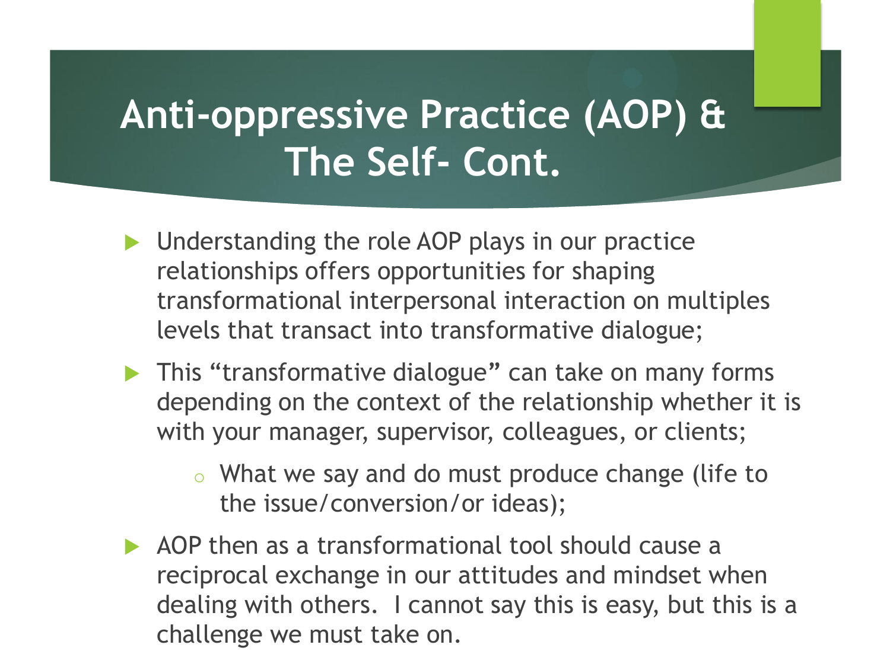# Anti-oppressive Practice (AOP) & The Self- Cont.

- Understanding the role AOP plays in our practice relationships offers opportunities for shaping transformational interpersonal interaction on multiples levels that transact into transformative dialogue;
- This "transformative dialogue" can take on many forms depending on the context of the relationship whether it is with your manager, supervisor, colleagues, or clients;
  - What we say and do must produce change (life to the issue/conversion/or ideas);
- AOP then as a transformational tool should cause a reciprocal exchange in our attitudes and mindset when dealing with others. I cannot say this is easy, but this is a challenge we must take on.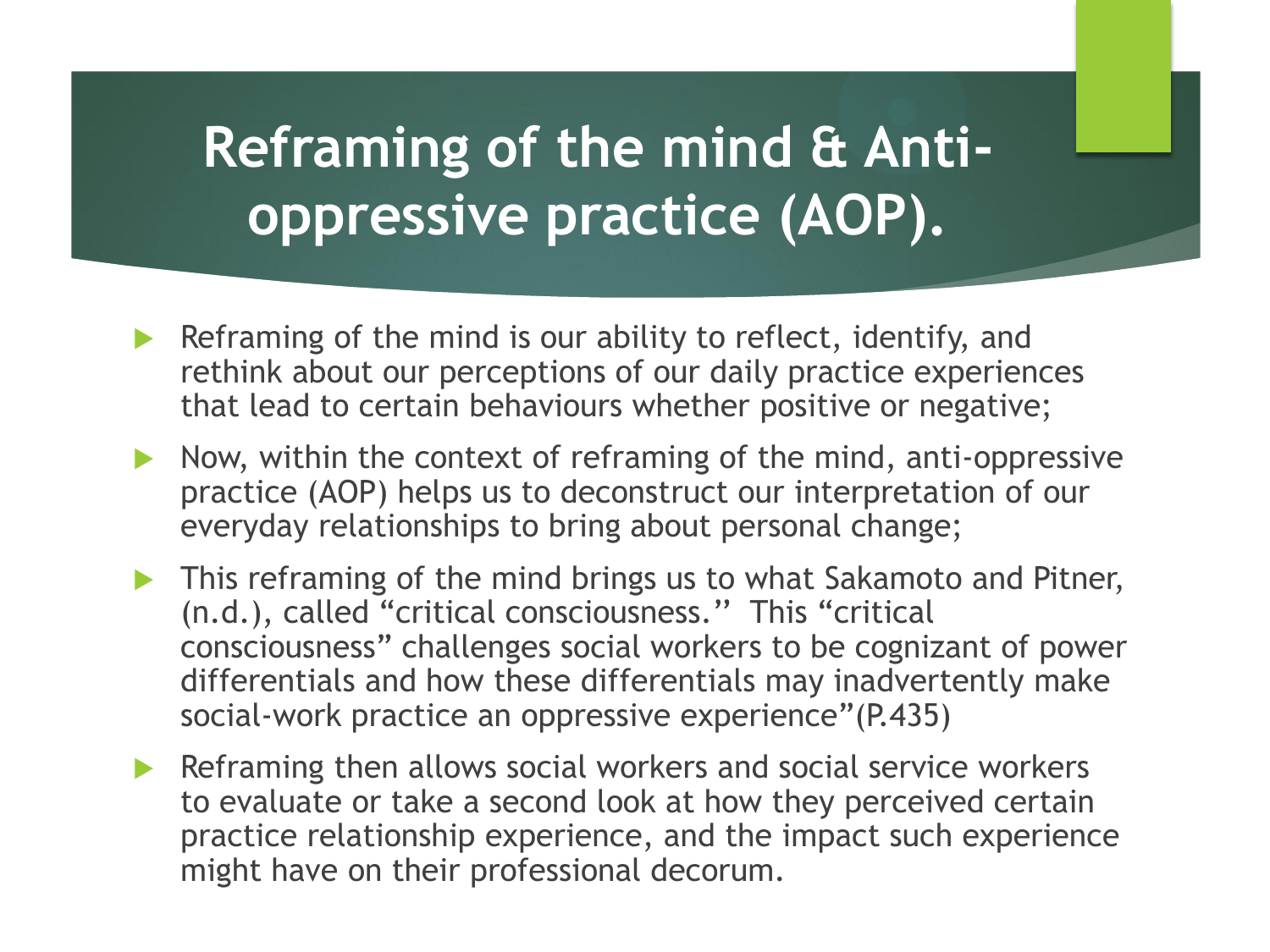# Reframing of the mind & Anti-oppressive practice (AOP).

- Reframing of the mind is our ability to reflect, identify, and rethink about our perceptions of our daily practice experiences that lead to certain behaviours whether positive or negative;
- Now, within the context of reframing of the mind, anti-oppressive practice (AOP) helps us to deconstruct our interpretation of our everyday relationships to bring about personal change;
- This reframing of the mind brings us to what Sakamoto and Pitner, (n.d.), called "critical consciousness." This "critical consciousness" challenges social workers to be cognizant of power differentials and how these differentials may inadvertently make social-work practice an oppressive experience"(P.435)
- Reframing then allows social workers and social service workers to evaluate or take a second look at how they perceived certain practice relationship experience, and the impact such experience might have on their professional decorum.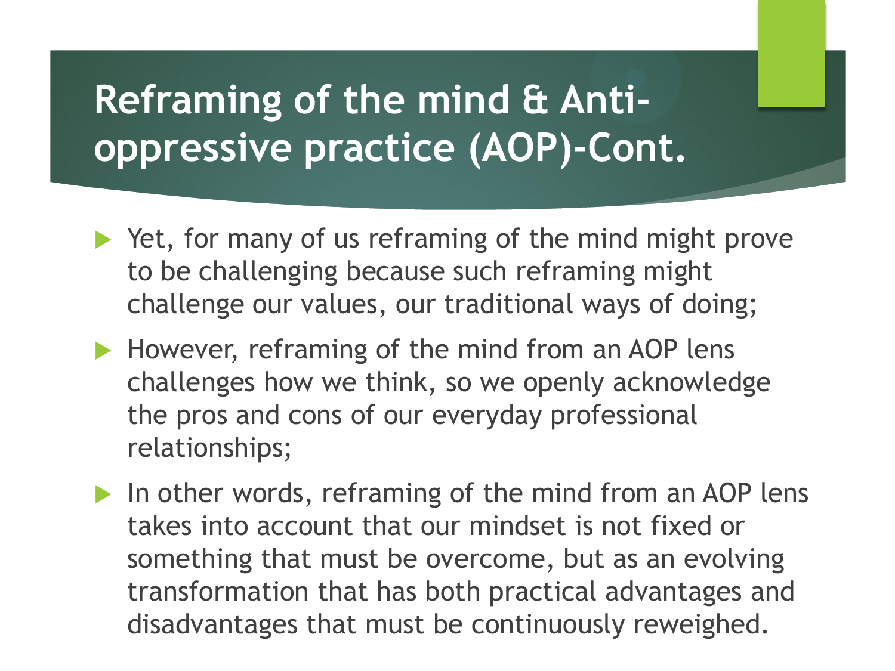# Reframing of the mind & Anti-oppressive practice (AOP)-Cont.

- Yet, for many of us reframing of the mind might prove to be challenging because such reframing might challenge our values, our traditional ways of doing;
- However, reframing of the mind from an AOP lens challenges how we think, so we openly acknowledge the pros and cons of our everyday professional relationships;
- In other words, reframing of the mind from an AOP lens takes into account that our mindset is not fixed or something that must be overcome, but as an evolving transformation that has both practical advantages and disadvantages that must be continuously reweighed.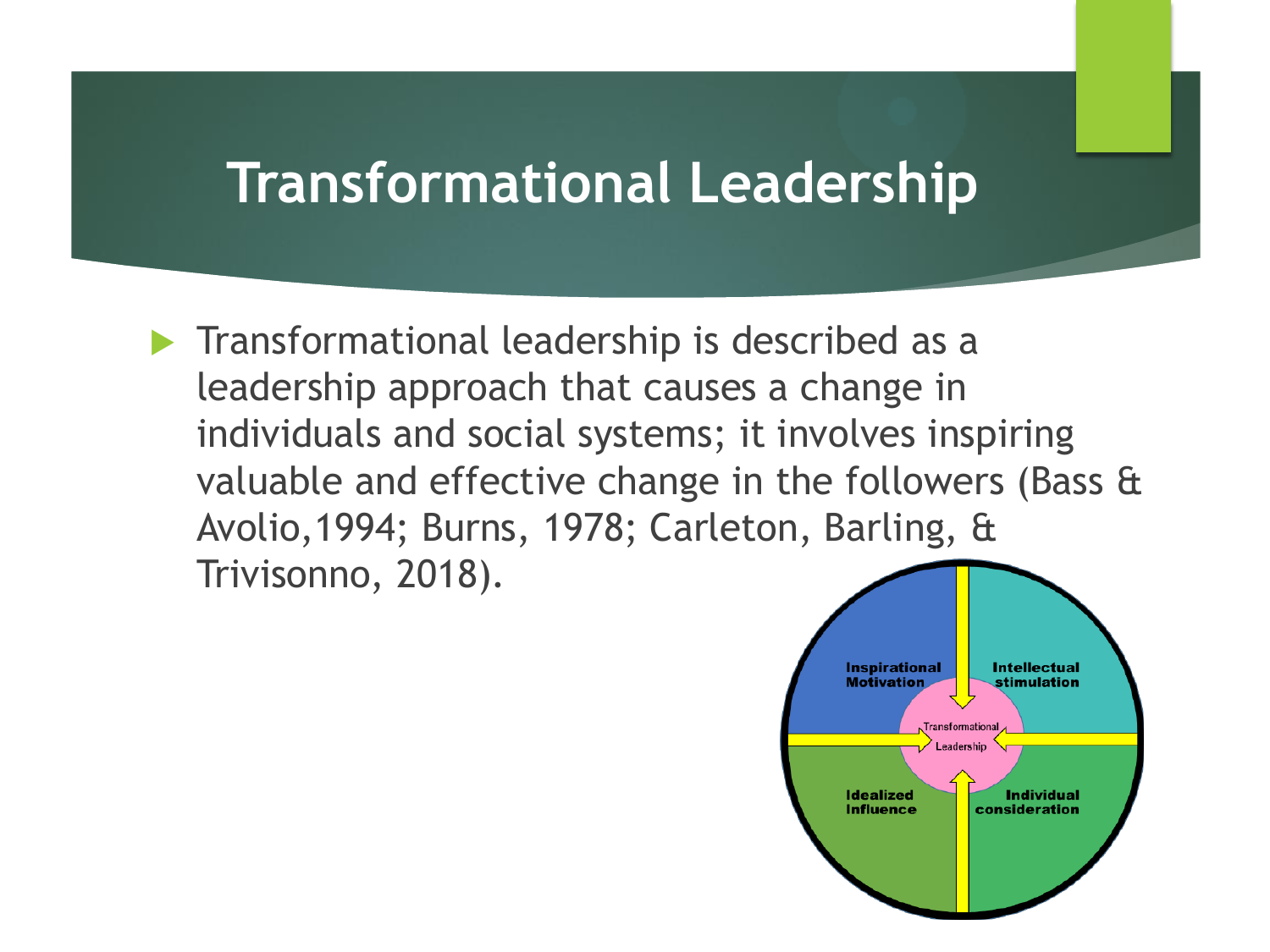# Transformational Leadership

- Transformational leadership is described as a leadership approach that causes a change in individuals and social systems; it involves inspiring valuable and effective change in the followers (Bass & Avolio,1994; Burns, 1978; Carleton, Barling, & Trivisonno, 2018).

Inspirational Motivation

Intellectual stimulation

Transformational Leadership

Idealized Influence

Individual consideration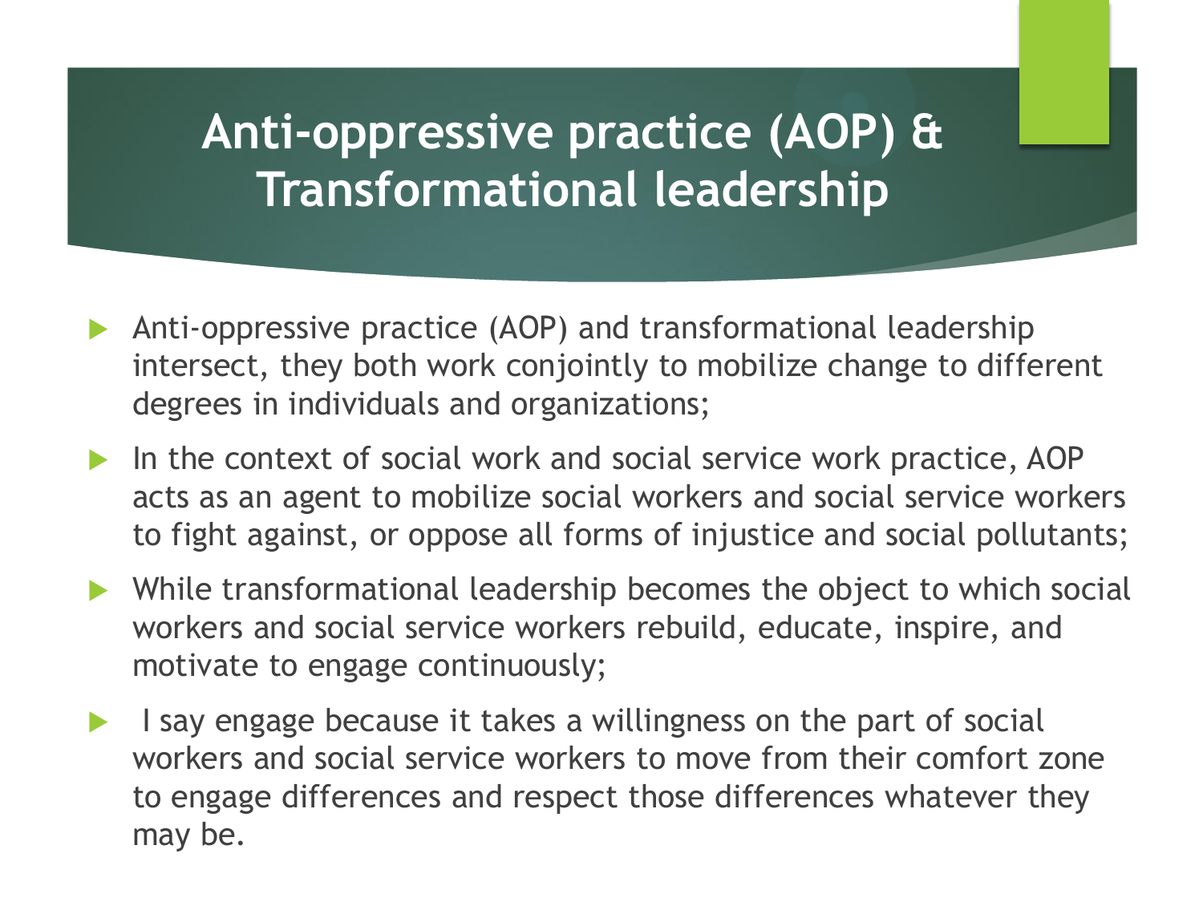# Anti-oppressive practice (AOP) & Transformational leadership

- Anti-oppressive practice (AOP) and transformational leadership intersect, they both work conjointly to mobilize change to different degrees in individuals and organizations;
- In the context of social work and social service work practice, AOP acts as an agent to mobilize social workers and social service workers to fight against, or oppose all forms of injustice and social pollutants;
- While transformational leadership becomes the object to which social workers and social service workers rebuild, educate, inspire, and motivate to engage continuously;
- I say engage because it takes a willingness on the part of social workers and social service workers to move from their comfort zone to engage differences and respect those differences whatever they may be.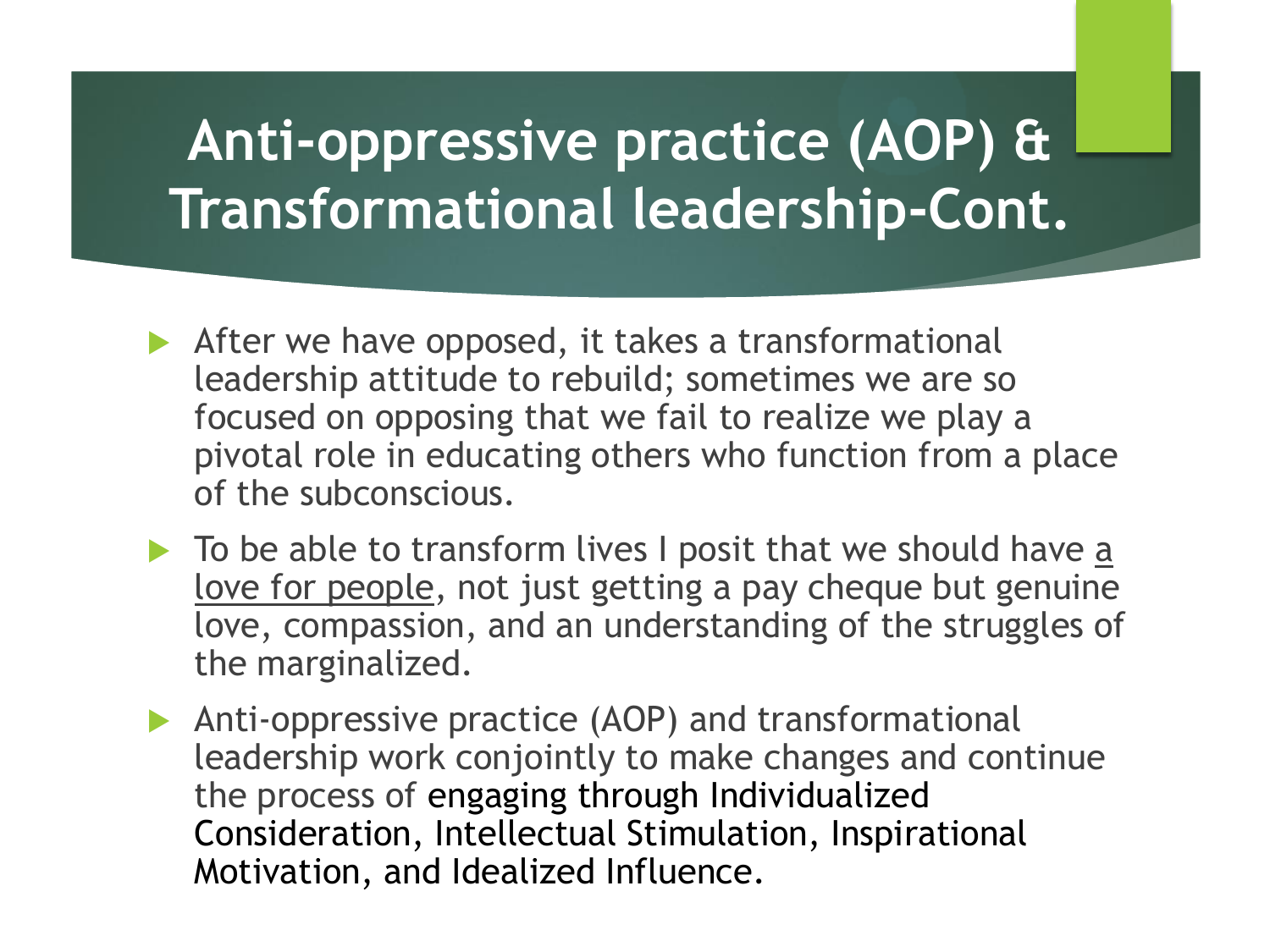# Anti-oppressive practice (AOP) & Transformational leadership-Cont.

- After we have opposed, it takes a transformational leadership attitude to rebuild; sometimes we are so focused on opposing that we fail to realize we play a pivotal role in educating others who function from a place of the subconscious.
- To be able to transform lives I posit that we should have <u>a love for people</u>, not just getting a pay cheque but genuine love, compassion, and an understanding of the struggles of the marginalized.
- Anti-oppressive practice (AOP) and transformational leadership work conjointly to make changes and continue the process of engaging through Individualized Consideration, Intellectual Stimulation, Inspirational Motivation, and Idealized Influence.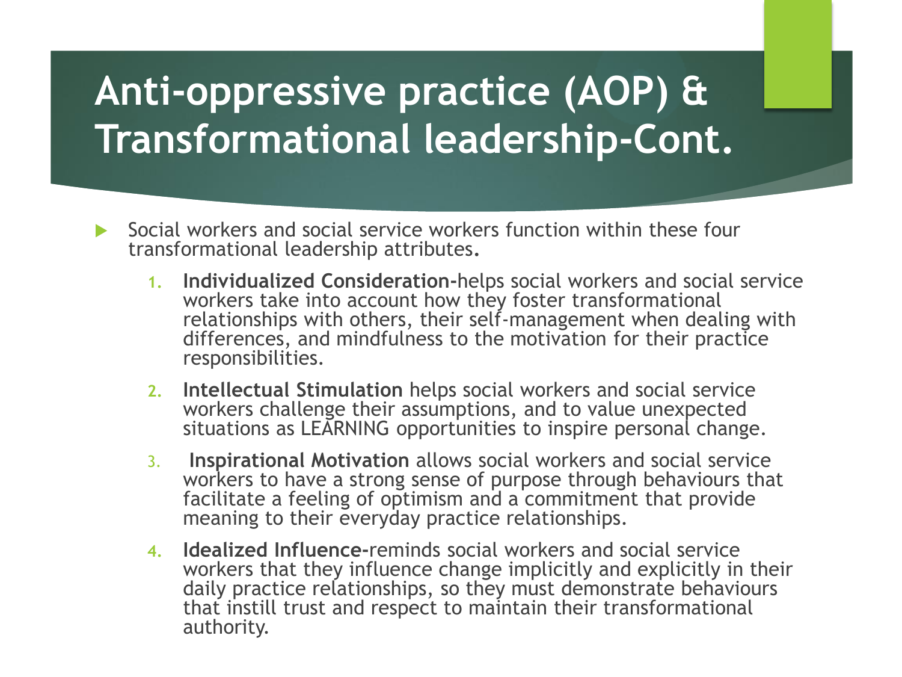# Anti-oppressive practice (AOP) & Transformational leadership-Cont.

- Social workers and social service workers function within these four transformational leadership attributes.

  1. **Individualized Consideration-**helps social workers and social service workers take into account how they foster transformational relationships with others, their self-management when dealing with differences, and mindfulness to the motivation for their practice responsibilities.
  2. **Intellectual Stimulation** helps social workers and social service workers challenge their assumptions, and to value unexpected situations as LEARNING opportunities to inspire personal change.
  3. **Inspirational Motivation** allows social workers and social service workers to have a strong sense of purpose through behaviours that facilitate a feeling of optimism and a commitment that provide meaning to their everyday practice relationships.
  4. **Idealized Influence-**reminds social workers and social service workers that they influence change implicitly and explicitly in their daily practice relationships, so they must demonstrate behaviours that instill trust and respect to maintain their transformational authority.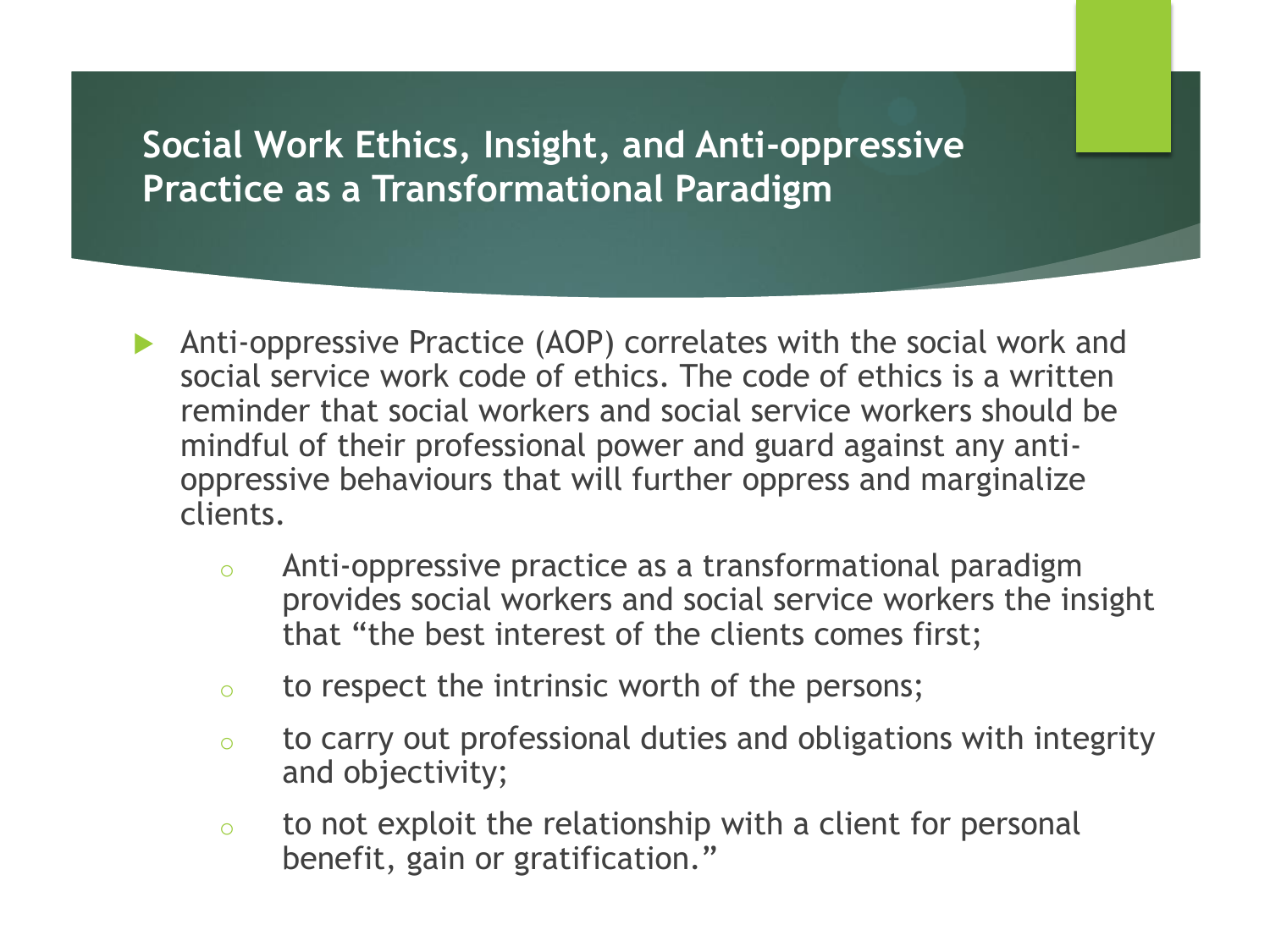# Social Work Ethics, Insight, and Anti-oppressive Practice as a Transformational Paradigm

- Anti-oppressive Practice (AOP) correlates with the social work and social service work code of ethics. The code of ethics is a written reminder that social workers and social service workers should be mindful of their professional power and guard against any anti-oppressive behaviours that will further oppress and marginalize clients.
  - Anti-oppressive practice as a transformational paradigm provides social workers and social service workers the insight that “the best interest of the clients comes first;
  - to respect the intrinsic worth of the persons;
  - to carry out professional duties and obligations with integrity and objectivity;
  - to not exploit the relationship with a client for personal benefit, gain or gratification.”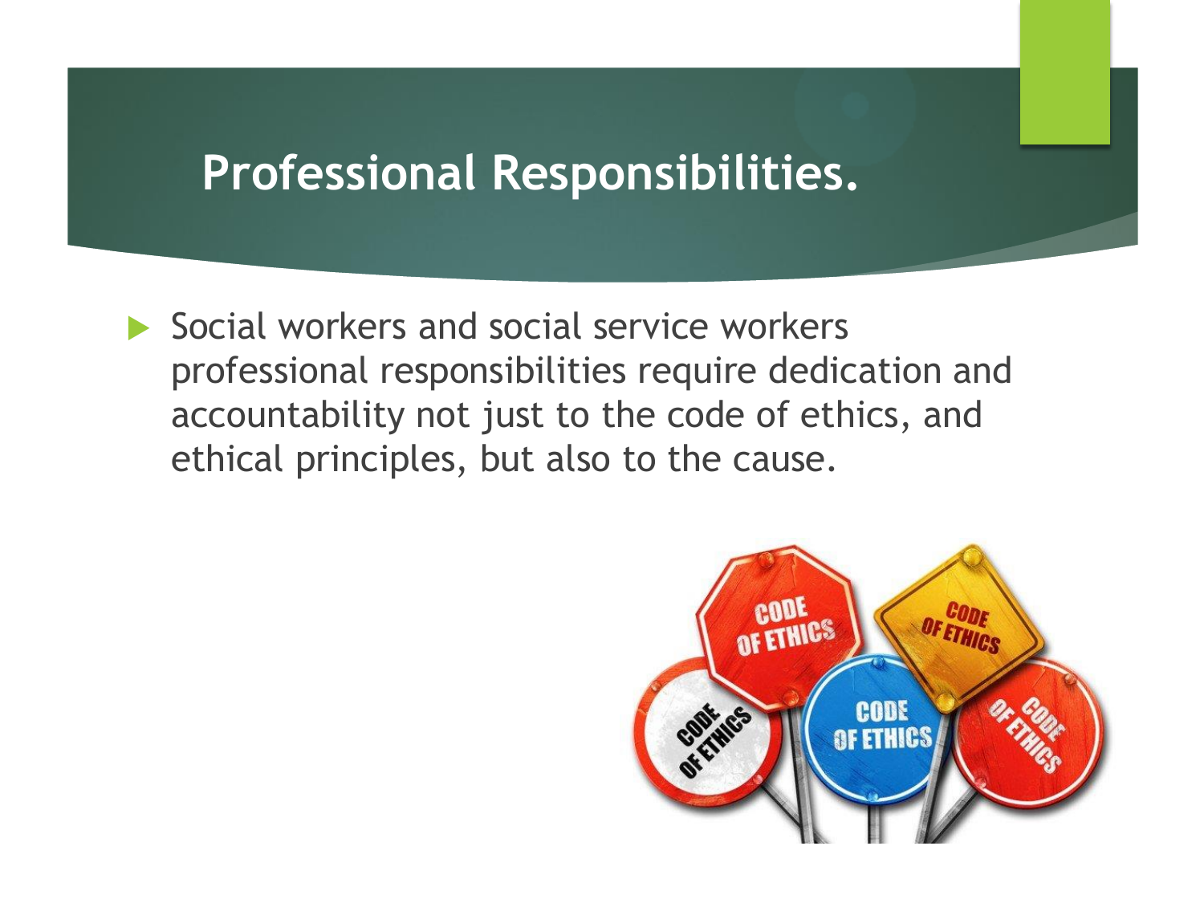# Professional Responsibilities.

- Social workers and social service workers professional responsibilities require dedication and accountability not just to the code of ethics, and ethical principles, but also to the cause.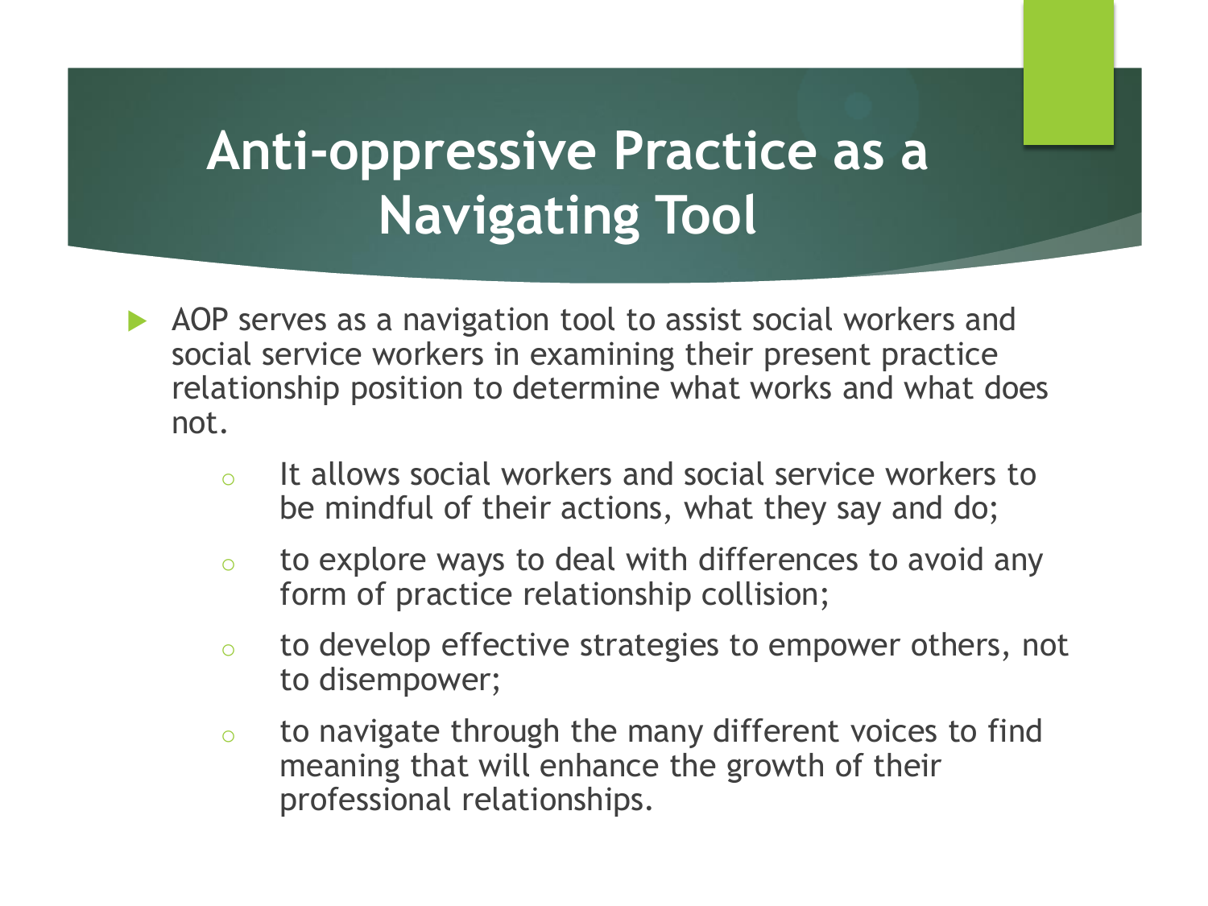# Anti-oppressive Practice as a Navigating Tool

- AOP serves as a navigation tool to assist social workers and social service workers in examining their present practice relationship position to determine what works and what does not.
  - It allows social workers and social service workers to be mindful of their actions, what they say and do;
  - to explore ways to deal with differences to avoid any form of practice relationship collision;
  - to develop effective strategies to empower others, not to disempower;
  - to navigate through the many different voices to find meaning that will enhance the growth of their professional relationships.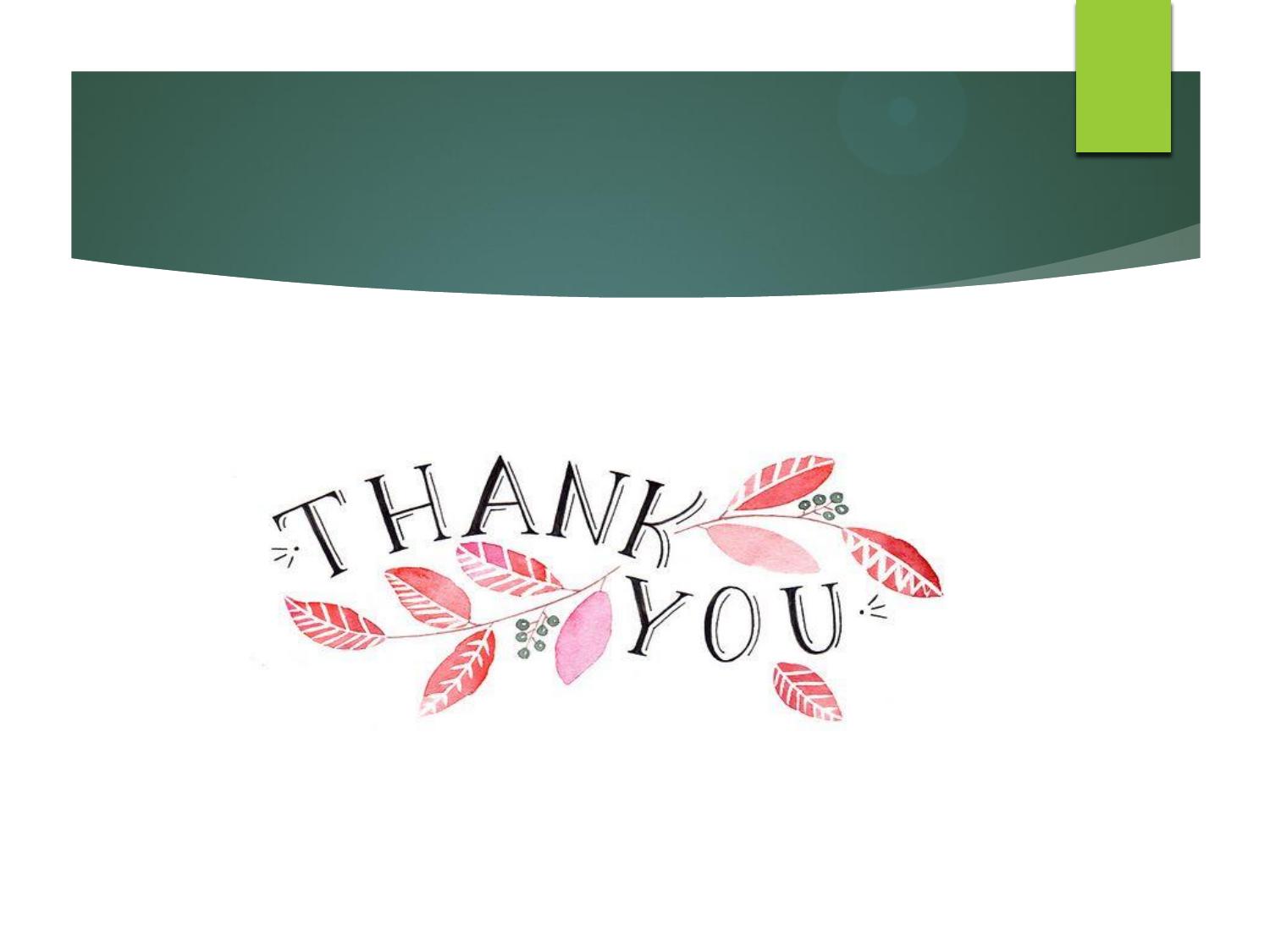THANK YOU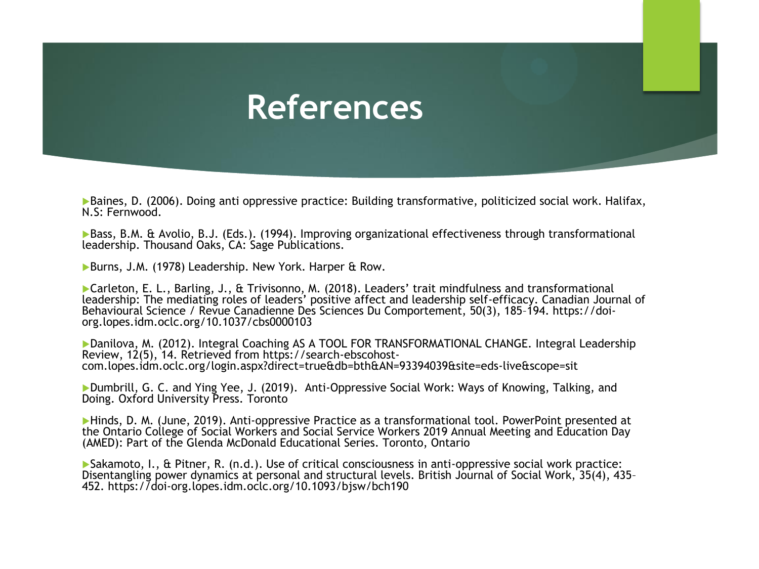# References

- Baines, D. (2006). Doing anti oppressive practice: Building transformative, politicized social work. Halifax, N.S: Fernwood.

- Bass, B.M. & Avolio, B.J. (Eds.). (1994). Improving organizational effectiveness through transformational leadership. Thousand Oaks, CA: Sage Publications.

- Burns, J.M. (1978) Leadership. New York. Harper & Row.

- Carleton, E. L., Barling, J., & Trivisonno, M. (2018). Leaders' trait mindfulness and transformational leadership: The mediating roles of leaders' positive affect and leadership self-efficacy. Canadian Journal of Behavioural Science / Revue Canadienne Des Sciences Du Comportement, 50(3), 185–194. https://doi-org.lopes.idm.oclc.org/10.1037/cbs0000103

- Danilova, M. (2012). Integral Coaching AS A TOOL FOR TRANSFORMATIONAL CHANGE. Integral Leadership Review, 12(5), 14. Retrieved from https://search-ebscohost-com.lopes.idm.oclc.org/login.aspx?direct=true&db=bth&AN=93394039&site=eds-live&scope=sit

- Dumbrill, G. C. and Ying Yee, J. (2019). Anti-Oppressive Social Work: Ways of Knowing, Talking, and Doing. Oxford University Press. Toronto

- Hinds, D. M. (June, 2019). Anti-oppressive Practice as a transformational tool. PowerPoint presented at the Ontario College of Social Workers and Social Service Workers 2019 Annual Meeting and Education Day (AMED): Part of the Glenda McDonald Educational Series. Toronto, Ontario

- Sakamoto, I., & Pitner, R. (n.d.). Use of critical consciousness in anti-oppressive social work practice: Disentangling power dynamics at personal and structural levels. British Journal of Social Work, 35(4), 435–452. https://doi-org.lopes.idm.oclc.org/10.1093/bjsw/bch190